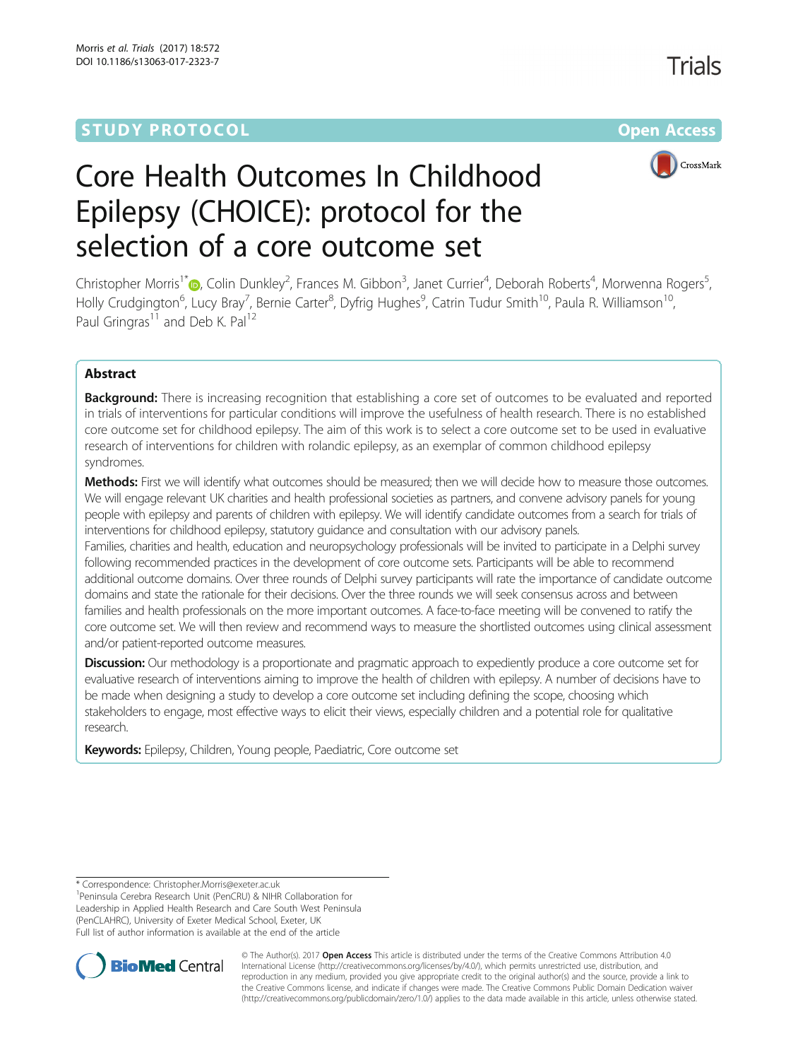STUDY PROTOCOL

Open Access

# Core Health Outcomes In Childhood Epilepsy (CHOICE): protocol for the selection of a core outcome set

Christopher Morris[1*], Colin Dunkley[2], Frances M. Gibbon[3], Janet Currier[4], Deborah Roberts[4], Morwenna Rogers[5], Holly Crudgington[6], Lucy Bray[7], Bernie Carter[8], Dyfrig Hughes[9], Catrin Tudur Smith[10], Paula R. Williamson[10], Paul Gringras[11] and Deb K. Pal[12]

## Abstract

**Background:** There is increasing recognition that establishing a core set of outcomes to be evaluated and reported in trials of interventions for particular conditions will improve the usefulness of health research. There is no established core outcome set for childhood epilepsy. The aim of this work is to select a core outcome set to be used in evaluative research of interventions for children with rolandic epilepsy, as an exemplar of common childhood epilepsy syndromes.

**Methods:** First we will identify what outcomes should be measured; then we will decide how to measure those outcomes. We will engage relevant UK charities and health professional societies as partners, and convene advisory panels for young people with epilepsy and parents of children with epilepsy. We will identify candidate outcomes from a search for trials of interventions for childhood epilepsy, statutory guidance and consultation with our advisory panels.

Families, charities and health, education and neuropsychology professionals will be invited to participate in a Delphi survey following recommended practices in the development of core outcome sets. Participants will be able to recommend additional outcome domains. Over three rounds of Delphi survey participants will rate the importance of candidate outcome domains and state the rationale for their decisions. Over the three rounds we will seek consensus across and between families and health professionals on the more important outcomes. A face-to-face meeting will be convened to ratify the core outcome set. We will then review and recommend ways to measure the shortlisted outcomes using clinical assessment and/or patient-reported outcome measures.

**Discussion:** Our methodology is a proportionate and pragmatic approach to expediently produce a core outcome set for evaluative research of interventions aiming to improve the health of children with epilepsy. A number of decisions have to be made when designing a study to develop a core outcome set including defining the scope, choosing which stakeholders to engage, most effective ways to elicit their views, especially children and a potential role for qualitative research.

**Keywords:** Epilepsy, Children, Young people, Paediatric, Core outcome set

---

\* Correspondence: Christopher.Morris@exeter.ac.uk
[1]Peninsula Cerebra Research Unit (PenCRU) & NIHR Collaboration for Leadership in Applied Health Research and Care South West Peninsula (PenCLAHRC), University of Exeter Medical School, Exeter, UK
Full list of author information is available at the end of the article

© The Author(s). 2017 **Open Access** This article is distributed under the terms of the Creative Commons Attribution 4.0 International License (http://creativecommons.org/licenses/by/4.0/), which permits unrestricted use, distribution, and reproduction in any medium, provided you give appropriate credit to the original author(s) and the source, provide a link to the Creative Commons license, and indicate if changes were made. The Creative Commons Public Domain Dedication waiver (http://creativecommons.org/publicdomain/zero/1.0/) applies to the data made available in this article, unless otherwise stated.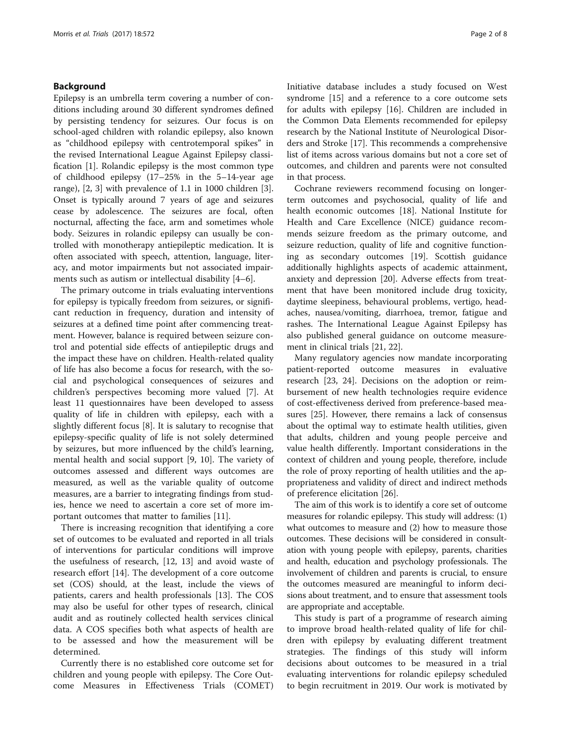## Background

Epilepsy is an umbrella term covering a number of conditions including around 30 different syndromes defined by persisting tendency for seizures. Our focus is on school-aged children with rolandic epilepsy, also known as "childhood epilepsy with centrotemporal spikes" in the revised International League Against Epilepsy classification [1]. Rolandic epilepsy is the most common type of childhood epilepsy (17–25% in the 5–14-year age range), [2, 3] with prevalence of 1.1 in 1000 children [3]. Onset is typically around 7 years of age and seizures cease by adolescence. The seizures are focal, often nocturnal, affecting the face, arm and sometimes whole body. Seizures in rolandic epilepsy can usually be controlled with monotherapy antiepileptic medication. It is often associated with speech, attention, language, literacy, and motor impairments but not associated impairments such as autism or intellectual disability [4–6].

The primary outcome in trials evaluating interventions for epilepsy is typically freedom from seizures, or significant reduction in frequency, duration and intensity of seizures at a defined time point after commencing treatment. However, balance is required between seizure control and potential side effects of antiepileptic drugs and the impact these have on children. Health-related quality of life has also become a focus for research, with the social and psychological consequences of seizures and children's perspectives becoming more valued [7]. At least 11 questionnaires have been developed to assess quality of life in children with epilepsy, each with a slightly different focus [8]. It is salutary to recognise that epilepsy-specific quality of life is not solely determined by seizures, but more influenced by the child's learning, mental health and social support [9, 10]. The variety of outcomes assessed and different ways outcomes are measured, as well as the variable quality of outcome measures, are a barrier to integrating findings from studies, hence we need to ascertain a core set of more important outcomes that matter to families [11].

There is increasing recognition that identifying a core set of outcomes to be evaluated and reported in all trials of interventions for particular conditions will improve the usefulness of research, [12, 13] and avoid waste of research effort [14]. The development of a core outcome set (COS) should, at the least, include the views of patients, carers and health professionals [13]. The COS may also be useful for other types of research, clinical audit and as routinely collected health services clinical data. A COS specifies both what aspects of health are to be assessed and how the measurement will be determined.

Currently there is no established core outcome set for children and young people with epilepsy. The Core Outcome Measures in Effectiveness Trials (COMET) Initiative database includes a study focused on West syndrome [15] and a reference to a core outcome sets for adults with epilepsy [16]. Children are included in the Common Data Elements recommended for epilepsy research by the National Institute of Neurological Disorders and Stroke [17]. This recommends a comprehensive list of items across various domains but not a core set of outcomes, and children and parents were not consulted in that process.

Cochrane reviewers recommend focusing on longer-term outcomes and psychosocial, quality of life and health economic outcomes [18]. National Institute for Health and Care Excellence (NICE) guidance recommends seizure freedom as the primary outcome, and seizure reduction, quality of life and cognitive functioning as secondary outcomes [19]. Scottish guidance additionally highlights aspects of academic attainment, anxiety and depression [20]. Adverse effects from treatment that have been monitored include drug toxicity, daytime sleepiness, behavioural problems, vertigo, headaches, nausea/vomiting, diarrhoea, tremor, fatigue and rashes. The International League Against Epilepsy has also published general guidance on outcome measurement in clinical trials [21, 22].

Many regulatory agencies now mandate incorporating patient-reported outcome measures in evaluative research [23, 24]. Decisions on the adoption or reimbursement of new health technologies require evidence of cost-effectiveness derived from preference-based measures [25]. However, there remains a lack of consensus about the optimal way to estimate health utilities, given that adults, children and young people perceive and value health differently. Important considerations in the context of children and young people, therefore, include the role of proxy reporting of health utilities and the appropriateness and validity of direct and indirect methods of preference elicitation [26].

The aim of this work is to identify a core set of outcome measures for rolandic epilepsy. This study will address: (1) what outcomes to measure and (2) how to measure those outcomes. These decisions will be considered in consultation with young people with epilepsy, parents, charities and health, education and psychology professionals. The involvement of children and parents is crucial, to ensure the outcomes measured are meaningful to inform decisions about treatment, and to ensure that assessment tools are appropriate and acceptable.

This study is part of a programme of research aiming to improve broad health-related quality of life for children with epilepsy by evaluating different treatment strategies. The findings of this study will inform decisions about outcomes to be measured in a trial evaluating interventions for rolandic epilepsy scheduled to begin recruitment in 2019. Our work is motivated by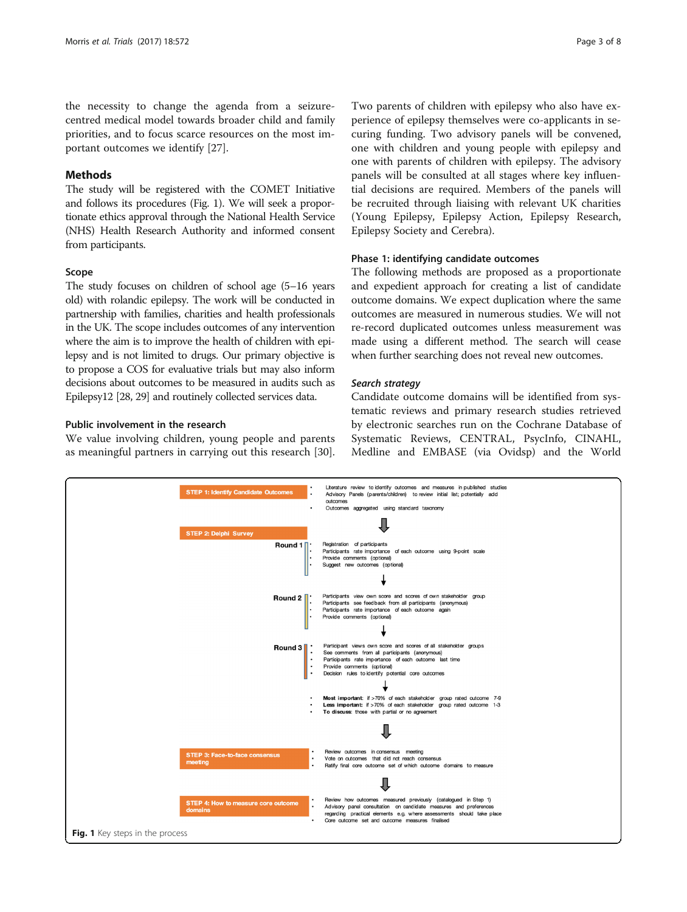the necessity to change the agenda from a seizure-centred medical model towards broader child and family priorities, and to focus scarce resources on the most important outcomes we identify [27].

## Methods

The study will be registered with the COMET Initiative and follows its procedures (Fig. 1). We will seek a proportionate ethics approval through the National Health Service (NHS) Health Research Authority and informed consent from participants.

### Scope

The study focuses on children of school age (5–16 years old) with rolandic epilepsy. The work will be conducted in partnership with families, charities and health professionals in the UK. The scope includes outcomes of any intervention where the aim is to improve the health of children with epilepsy and is not limited to drugs. Our primary objective is to propose a COS for evaluative trials but may also inform decisions about outcomes to be measured in audits such as Epilepsy12 [28, 29] and routinely collected services data.

### Public involvement in the research

We value involving children, young people and parents as meaningful partners in carrying out this research [30]. Two parents of children with epilepsy who also have experience of epilepsy themselves were co-applicants in securing funding. Two advisory panels will be convened, one with children and young people with epilepsy and one with parents of children with epilepsy. The advisory panels will be consulted at all stages where key influential decisions are required. Members of the panels will be recruited through liaising with relevant UK charities (Young Epilepsy, Epilepsy Action, Epilepsy Research, Epilepsy Society and Cerebra).

### Phase 1: identifying candidate outcomes

The following methods are proposed as a proportionate and expedient approach for creating a list of candidate outcome domains. We expect duplication where the same outcomes are measured in numerous studies. We will not re-record duplicated outcomes unless measurement was made using a different method. The search will cease when further searching does not reveal new outcomes.

#### *Search strategy*

Candidate outcome domains will be identified from systematic reviews and primary research studies retrieved by electronic searches run on the Cochrane Database of Systematic Reviews, CENTRAL, PsycInfo, CINAHL, Medline and EMBASE (via Ovidsp) and the World

**STEP 1: Identify Candidate Outcomes**
- Literature review to identify outcomes and measures in published studies
- Advisory Panels (parents/children) to review initial list; potentially add outcomes
- Outcomes aggregated using standard taxonomy

**STEP 2: Delphi Survey**

Round 1
- Registration of participants
- Participants rate importance of each outcome using 9-point scale
- Provide comments (optional)
- Suggest new outcomes (optional)

Round 2
- Participants view own score and scores of own stakeholder group
- Participants see feedback from all participants (anonymous)
- Participants rate importance of each outcome again
- Provide comments (optional)

Round 3
- Participant views own score and scores of all stakeholder groups
- See comments from all participants (anonymous)
- Participants rate importance of each outcome last time
- Provide comments (optional)
- Decision rules to identify potential core outcomes

- **Most important**: if >70% of each stakeholder group rated outcome 7-9
- **Less important**: if >70% of each stakeholder group rated outcome 1-3
- **To discuss**: those with partial or no agreement

**STEP 3: Face-to-face consensus meeting**
- Review outcomes in consensus meeting
- Vote on outcomes that did not reach consensus
- Ratify final core outcome set of which outcome domains to measure

**STEP 4: How to measure core outcome domains**
- Review how outcomes measured previously (catalogued in Step 1)
- Advisory panel consultation on candidate measures and preferences regarding practical elements e.g. where assessments should take place
- Core outcome set and outcome measures finalised

**Fig. 1** Key steps in the process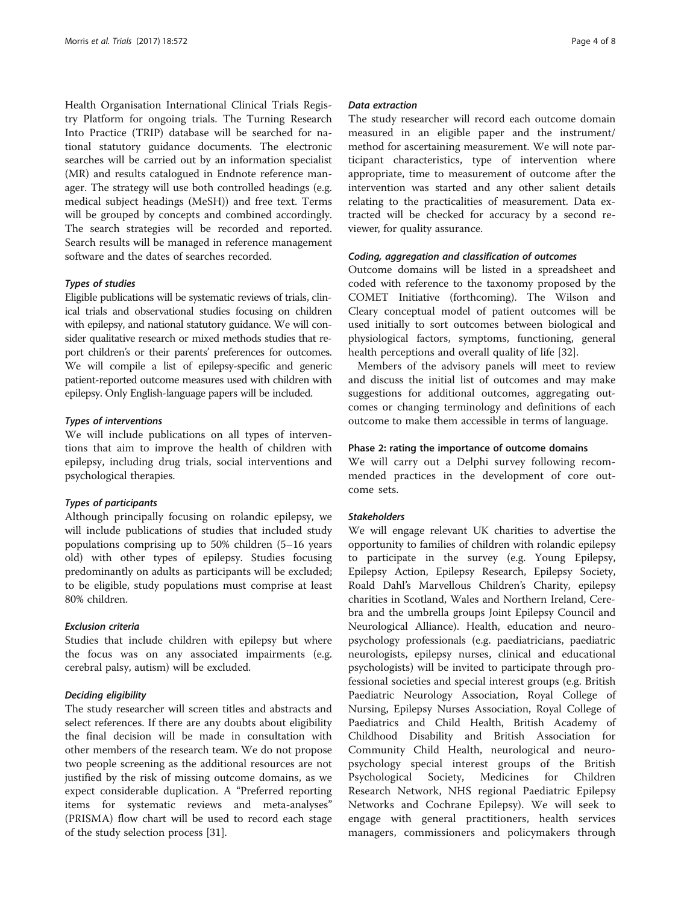Health Organisation International Clinical Trials Registry Platform for ongoing trials. The Turning Research Into Practice (TRIP) database will be searched for national statutory guidance documents. The electronic searches will be carried out by an information specialist (MR) and results catalogued in Endnote reference manager. The strategy will use both controlled headings (e.g. medical subject headings (MeSH)) and free text. Terms will be grouped by concepts and combined accordingly. The search strategies will be recorded and reported. Search results will be managed in reference management software and the dates of searches recorded.

#### *Types of studies*

Eligible publications will be systematic reviews of trials, clinical trials and observational studies focusing on children with epilepsy, and national statutory guidance. We will consider qualitative research or mixed methods studies that report children's or their parents' preferences for outcomes. We will compile a list of epilepsy-specific and generic patient-reported outcome measures used with children with epilepsy. Only English-language papers will be included.

#### *Types of interventions*

We will include publications on all types of interventions that aim to improve the health of children with epilepsy, including drug trials, social interventions and psychological therapies.

#### *Types of participants*

Although principally focusing on rolandic epilepsy, we will include publications of studies that included study populations comprising up to 50% children (5–16 years old) with other types of epilepsy. Studies focusing predominantly on adults as participants will be excluded; to be eligible, study populations must comprise at least 80% children.

#### *Exclusion criteria*

Studies that include children with epilepsy but where the focus was on any associated impairments (e.g. cerebral palsy, autism) will be excluded.

#### *Deciding eligibility*

The study researcher will screen titles and abstracts and select references. If there are any doubts about eligibility the final decision will be made in consultation with other members of the research team. We do not propose two people screening as the additional resources are not justified by the risk of missing outcome domains, as we expect considerable duplication. A "Preferred reporting items for systematic reviews and meta-analyses" (PRISMA) flow chart will be used to record each stage of the study selection process [31].

#### *Data extraction*

The study researcher will record each outcome domain measured in an eligible paper and the instrument/method for ascertaining measurement. We will note participant characteristics, type of intervention where appropriate, time to measurement of outcome after the intervention was started and any other salient details relating to the practicalities of measurement. Data extracted will be checked for accuracy by a second reviewer, for quality assurance.

#### *Coding, aggregation and classification of outcomes*

Outcome domains will be listed in a spreadsheet and coded with reference to the taxonomy proposed by the COMET Initiative (forthcoming). The Wilson and Cleary conceptual model of patient outcomes will be used initially to sort outcomes between biological and physiological factors, symptoms, functioning, general health perceptions and overall quality of life [32].

Members of the advisory panels will meet to review and discuss the initial list of outcomes and may make suggestions for additional outcomes, aggregating outcomes or changing terminology and definitions of each outcome to make them accessible in terms of language.

### Phase 2: rating the importance of outcome domains

We will carry out a Delphi survey following recommended practices in the development of core outcome sets.

#### *Stakeholders*

We will engage relevant UK charities to advertise the opportunity to families of children with rolandic epilepsy to participate in the survey (e.g. Young Epilepsy, Epilepsy Action, Epilepsy Research, Epilepsy Society, Roald Dahl's Marvellous Children's Charity, epilepsy charities in Scotland, Wales and Northern Ireland, Cerebra and the umbrella groups Joint Epilepsy Council and Neurological Alliance). Health, education and neuropsychology professionals (e.g. paediatricians, paediatric neurologists, epilepsy nurses, clinical and educational psychologists) will be invited to participate through professional societies and special interest groups (e.g. British Paediatric Neurology Association, Royal College of Nursing, Epilepsy Nurses Association, Royal College of Paediatrics and Child Health, British Academy of Childhood Disability and British Association for Community Child Health, neurological and neuropsychology special interest groups of the British Psychological Society, Medicines for Children Research Network, NHS regional Paediatric Epilepsy Networks and Cochrane Epilepsy). We will seek to engage with general practitioners, health services managers, commissioners and policymakers through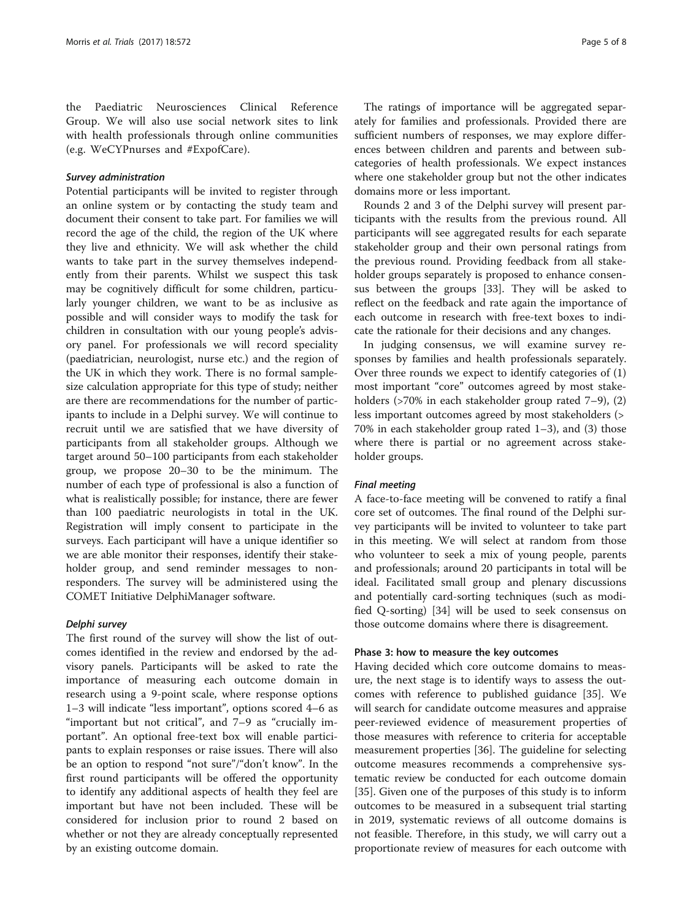the Paediatric Neurosciences Clinical Reference Group. We will also use social network sites to link with health professionals through online communities (e.g. WeCYPnurses and #ExpofCare).

#### *Survey administration*

Potential participants will be invited to register through an online system or by contacting the study team and document their consent to take part. For families we will record the age of the child, the region of the UK where they live and ethnicity. We will ask whether the child wants to take part in the survey themselves independently from their parents. Whilst we suspect this task may be cognitively difficult for some children, particularly younger children, we want to be as inclusive as possible and will consider ways to modify the task for children in consultation with our young people's advisory panel. For professionals we will record speciality (paediatrician, neurologist, nurse etc.) and the region of the UK in which they work. There is no formal sample-size calculation appropriate for this type of study; neither are there are recommendations for the number of participants to include in a Delphi survey. We will continue to recruit until we are satisfied that we have diversity of participants from all stakeholder groups. Although we target around 50–100 participants from each stakeholder group, we propose 20–30 to be the minimum. The number of each type of professional is also a function of what is realistically possible; for instance, there are fewer than 100 paediatric neurologists in total in the UK. Registration will imply consent to participate in the surveys. Each participant will have a unique identifier so we are able monitor their responses, identify their stakeholder group, and send reminder messages to non-responders. The survey will be administered using the COMET Initiative DelphiManager software.

#### *Delphi survey*

The first round of the survey will show the list of outcomes identified in the review and endorsed by the advisory panels. Participants will be asked to rate the importance of measuring each outcome domain in research using a 9-point scale, where response options 1–3 will indicate "less important", options scored 4–6 as "important but not critical", and 7–9 as "crucially important". An optional free-text box will enable participants to explain responses or raise issues. There will also be an option to respond "not sure"/"don't know". In the first round participants will be offered the opportunity to identify any additional aspects of health they feel are important but have not been included. These will be considered for inclusion prior to round 2 based on whether or not they are already conceptually represented by an existing outcome domain.

The ratings of importance will be aggregated separately for families and professionals. Provided there are sufficient numbers of responses, we may explore differences between children and parents and between subcategories of health professionals. We expect instances where one stakeholder group but not the other indicates domains more or less important.

Rounds 2 and 3 of the Delphi survey will present participants with the results from the previous round. All participants will see aggregated results for each separate stakeholder group and their own personal ratings from the previous round. Providing feedback from all stakeholder groups separately is proposed to enhance consensus between the groups [33]. They will be asked to reflect on the feedback and rate again the importance of each outcome in research with free-text boxes to indicate the rationale for their decisions and any changes.

In judging consensus, we will examine survey responses by families and health professionals separately. Over three rounds we expect to identify categories of (1) most important "core" outcomes agreed by most stakeholders (>70% in each stakeholder group rated 7–9), (2) less important outcomes agreed by most stakeholders (> 70% in each stakeholder group rated 1–3), and (3) those where there is partial or no agreement across stakeholder groups.

#### *Final meeting*

A face-to-face meeting will be convened to ratify a final core set of outcomes. The final round of the Delphi survey participants will be invited to volunteer to take part in this meeting. We will select at random from those who volunteer to seek a mix of young people, parents and professionals; around 20 participants in total will be ideal. Facilitated small group and plenary discussions and potentially card-sorting techniques (such as modified Q-sorting) [34] will be used to seek consensus on those outcome domains where there is disagreement.

### Phase 3: how to measure the key outcomes

Having decided which core outcome domains to measure, the next stage is to identify ways to assess the outcomes with reference to published guidance [35]. We will search for candidate outcome measures and appraise peer-reviewed evidence of measurement properties of those measures with reference to criteria for acceptable measurement properties [36]. The guideline for selecting outcome measures recommends a comprehensive systematic review be conducted for each outcome domain [35]. Given one of the purposes of this study is to inform outcomes to be measured in a subsequent trial starting in 2019, systematic reviews of all outcome domains is not feasible. Therefore, in this study, we will carry out a proportionate review of measures for each outcome with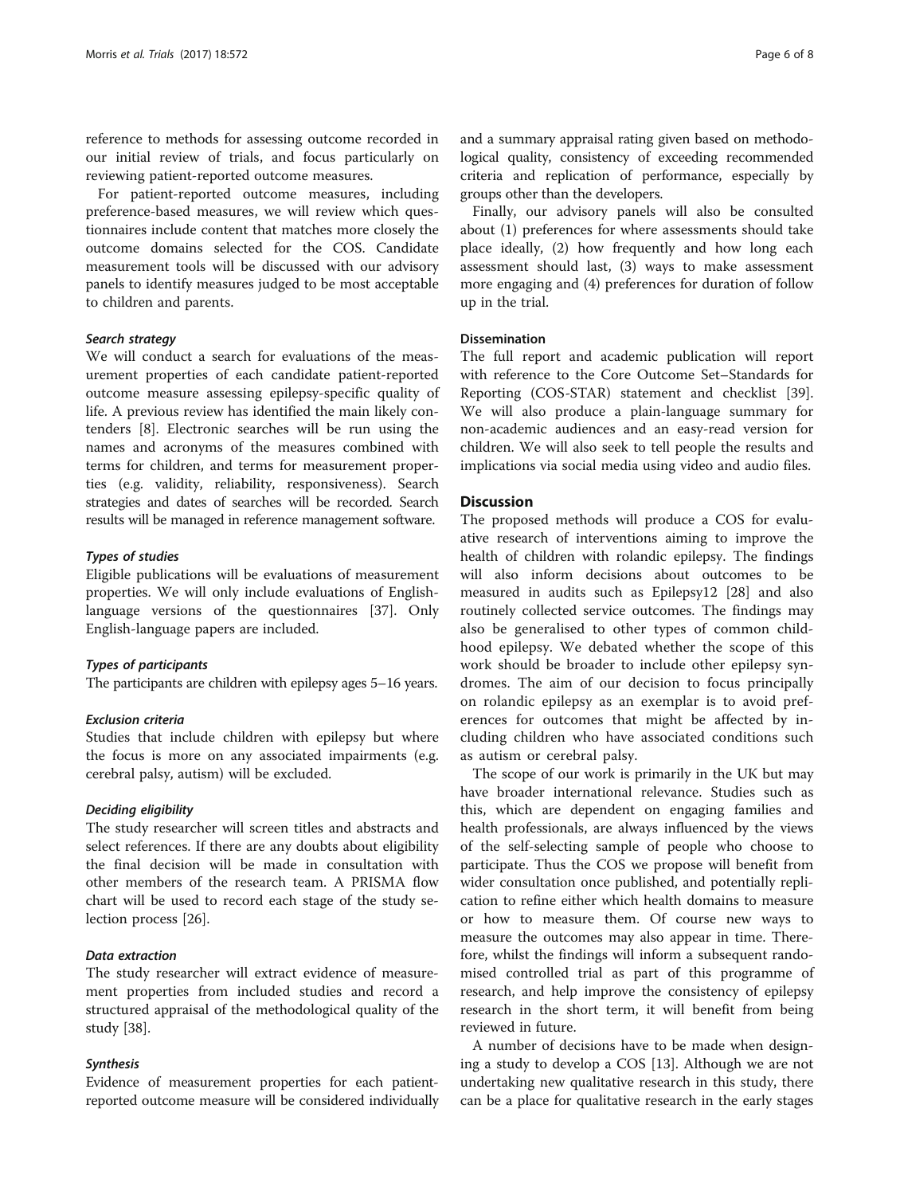reference to methods for assessing outcome recorded in our initial review of trials, and focus particularly on reviewing patient-reported outcome measures.

For patient-reported outcome measures, including preference-based measures, we will review which questionnaires include content that matches more closely the outcome domains selected for the COS. Candidate measurement tools will be discussed with our advisory panels to identify measures judged to be most acceptable to children and parents.

#### *Search strategy*

We will conduct a search for evaluations of the measurement properties of each candidate patient-reported outcome measure assessing epilepsy-specific quality of life. A previous review has identified the main likely contenders [8]. Electronic searches will be run using the names and acronyms of the measures combined with terms for children, and terms for measurement properties (e.g. validity, reliability, responsiveness). Search strategies and dates of searches will be recorded. Search results will be managed in reference management software.

#### *Types of studies*

Eligible publications will be evaluations of measurement properties. We will only include evaluations of English-language versions of the questionnaires [37]. Only English-language papers are included.

#### *Types of participants*

The participants are children with epilepsy ages 5–16 years.

#### *Exclusion criteria*

Studies that include children with epilepsy but where the focus is more on any associated impairments (e.g. cerebral palsy, autism) will be excluded.

#### *Deciding eligibility*

The study researcher will screen titles and abstracts and select references. If there are any doubts about eligibility the final decision will be made in consultation with other members of the research team. A PRISMA flow chart will be used to record each stage of the study selection process [26].

#### *Data extraction*

The study researcher will extract evidence of measurement properties from included studies and record a structured appraisal of the methodological quality of the study [38].

#### *Synthesis*

Evidence of measurement properties for each patient-reported outcome measure will be considered individually and a summary appraisal rating given based on methodological quality, consistency of exceeding recommended criteria and replication of performance, especially by groups other than the developers.

Finally, our advisory panels will also be consulted about (1) preferences for where assessments should take place ideally, (2) how frequently and how long each assessment should last, (3) ways to make assessment more engaging and (4) preferences for duration of follow up in the trial.

### Dissemination

The full report and academic publication will report with reference to the Core Outcome Set–Standards for Reporting (COS-STAR) statement and checklist [39]. We will also produce a plain-language summary for non-academic audiences and an easy-read version for children. We will also seek to tell people the results and implications via social media using video and audio files.

## Discussion

The proposed methods will produce a COS for evaluative research of interventions aiming to improve the health of children with rolandic epilepsy. The findings will also inform decisions about outcomes to be measured in audits such as Epilepsy12 [28] and also routinely collected service outcomes. The findings may also be generalised to other types of common childhood epilepsy. We debated whether the scope of this work should be broader to include other epilepsy syndromes. The aim of our decision to focus principally on rolandic epilepsy as an exemplar is to avoid preferences for outcomes that might be affected by including children who have associated conditions such as autism or cerebral palsy.

The scope of our work is primarily in the UK but may have broader international relevance. Studies such as this, which are dependent on engaging families and health professionals, are always influenced by the views of the self-selecting sample of people who choose to participate. Thus the COS we propose will benefit from wider consultation once published, and potentially replication to refine either which health domains to measure or how to measure them. Of course new ways to measure the outcomes may also appear in time. Therefore, whilst the findings will inform a subsequent randomised controlled trial as part of this programme of research, and help improve the consistency of epilepsy research in the short term, it will benefit from being reviewed in future.

A number of decisions have to be made when designing a study to develop a COS [13]. Although we are not undertaking new qualitative research in this study, there can be a place for qualitative research in the early stages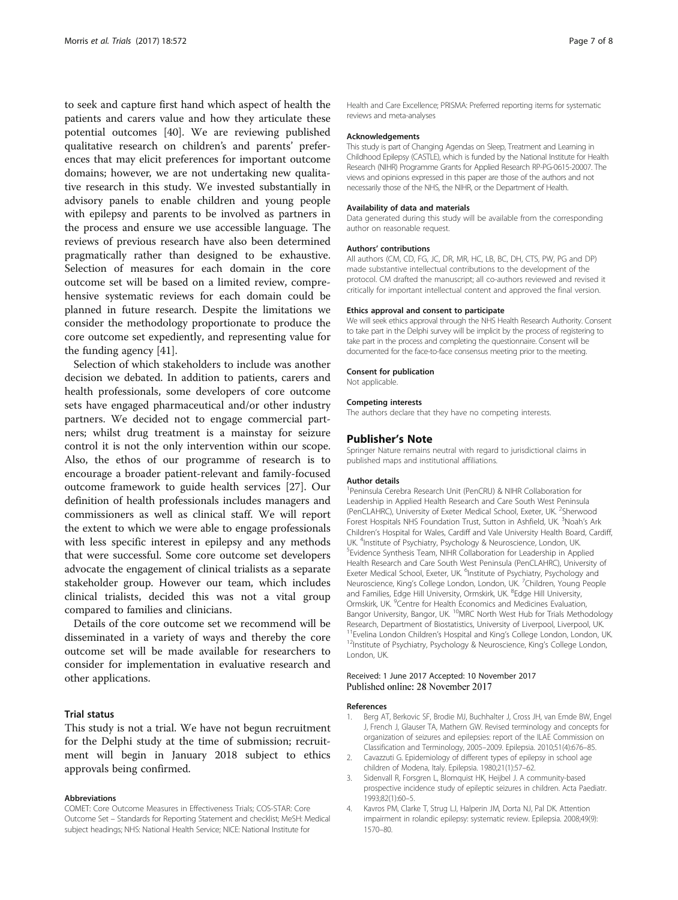to seek and capture first hand which aspect of health the patients and carers value and how they articulate these potential outcomes [40]. We are reviewing published qualitative research on children's and parents' preferences that may elicit preferences for important outcome domains; however, we are not undertaking new qualitative research in this study. We invested substantially in advisory panels to enable children and young people with epilepsy and parents to be involved as partners in the process and ensure we use accessible language. The reviews of previous research have also been determined pragmatically rather than designed to be exhaustive. Selection of measures for each domain in the core outcome set will be based on a limited review, comprehensive systematic reviews for each domain could be planned in future research. Despite the limitations we consider the methodology proportionate to produce the core outcome set expediently, and representing value for the funding agency [41].

Selection of which stakeholders to include was another decision we debated. In addition to patients, carers and health professionals, some developers of core outcome sets have engaged pharmaceutical and/or other industry partners. We decided not to engage commercial partners; whilst drug treatment is a mainstay for seizure control it is not the only intervention within our scope. Also, the ethos of our programme of research is to encourage a broader patient-relevant and family-focused outcome framework to guide health services [27]. Our definition of health professionals includes managers and commissioners as well as clinical staff. We will report the extent to which we were able to engage professionals with less specific interest in epilepsy and any methods that were successful. Some core outcome set developers advocate the engagement of clinical trialists as a separate stakeholder group. However our team, which includes clinical trialists, decided this was not a vital group compared to families and clinicians.

Details of the core outcome set we recommend will be disseminated in a variety of ways and thereby the core outcome set will be made available for researchers to consider for implementation in evaluative research and other applications.

## Trial status

This study is not a trial. We have not begun recruitment for the Delphi study at the time of submission; recruitment will begin in January 2018 subject to ethics approvals being confirmed.

#### Abbreviations

COMET: Core Outcome Measures in Effectiveness Trials; COS-STAR: Core Outcome Set – Standards for Reporting Statement and checklist; MeSH: Medical subject headings; NHS: National Health Service; NICE: National Institute for Health and Care Excellence; PRISMA: Preferred reporting items for systematic reviews and meta-analyses

#### Acknowledgements

This study is part of Changing Agendas on Sleep, Treatment and Learning in Childhood Epilepsy (CASTLE), which is funded by the National Institute for Health Research (NIHR) Programme Grants for Applied Research RP-PG-0615-20007. The views and opinions expressed in this paper are those of the authors and not necessarily those of the NHS, the NIHR, or the Department of Health.

#### Availability of data and materials

Data generated during this study will be available from the corresponding author on reasonable request.

#### Authors' contributions

All authors (CM, CD, FG, JC, DR, MR, HC, LB, BC, DH, CTS, PW, PG and DP) made substantive intellectual contributions to the development of the protocol. CM drafted the manuscript; all co-authors reviewed and revised it critically for important intellectual content and approved the final version.

#### Ethics approval and consent to participate

We will seek ethics approval through the NHS Health Research Authority. Consent to take part in the Delphi survey will be implicit by the process of registering to take part in the process and completing the questionnaire. Consent will be documented for the face-to-face consensus meeting prior to the meeting.

#### Consent for publication

Not applicable.

#### Competing interests

The authors declare that they have no competing interests.

## Publisher's Note

Springer Nature remains neutral with regard to jurisdictional claims in published maps and institutional affiliations.

#### Author details

[1]Peninsula Cerebra Research Unit (PenCRU) & NIHR Collaboration for Leadership in Applied Health Research and Care South West Peninsula (PenCLAHRC), University of Exeter Medical School, Exeter, UK. [2]Sherwood Forest Hospitals NHS Foundation Trust, Sutton in Ashfield, UK. [3]Noah's Ark Children's Hospital for Wales, Cardiff and Vale University Health Board, Cardiff, UK. [4]Institute of Psychiatry, Psychology & Neuroscience, London, UK. [5]Evidence Synthesis Team, NIHR Collaboration for Leadership in Applied Health Research and Care South West Peninsula (PenCLAHRC), University of Exeter Medical School, Exeter, UK. [6]Institute of Psychiatry, Psychology and Neuroscience, King's College London, London, UK. [7]Children, Young People and Families, Edge Hill University, Ormskirk, UK. [8]Edge Hill University, Ormskirk, UK. [9]Centre for Health Economics and Medicines Evaluation, Bangor University, Bangor, UK. [10]MRC North West Hub for Trials Methodology Research, Department of Biostatistics, University of Liverpool, Liverpool, UK. [11]Evelina London Children's Hospital and King's College London, London, UK. [12]Institute of Psychiatry, Psychology & Neuroscience, King's College London, London, UK.

Received: 1 June 2017 Accepted: 10 November 2017
Published online: 28 November 2017

#### References

1. Berg AT, Berkovic SF, Brodie MJ, Buchhalter J, Cross JH, van Emde BW, Engel J, French J, Glauser TA, Mathern GW. Revised terminology and concepts for organization of seizures and epilepsies: report of the ILAE Commission on Classification and Terminology, 2005–2009. Epilepsia. 2010;51(4):676–85.
2. Cavazzuti G. Epidemiology of different types of epilepsy in school age children of Modena, Italy. Epilepsia. 1980;21(1):57–62.
3. Sidenvall R, Forsgren L, Blomquist HK, Heijbel J. A community-based prospective incidence study of epileptic seizures in children. Acta Paediatr. 1993;82(1):60–5.
4. Kavros PM, Clarke T, Strug LJ, Halperin JM, Dorta NJ, Pal DK. Attention impairment in rolandic epilepsy: systematic review. Epilepsia. 2008;49(9):1570–80.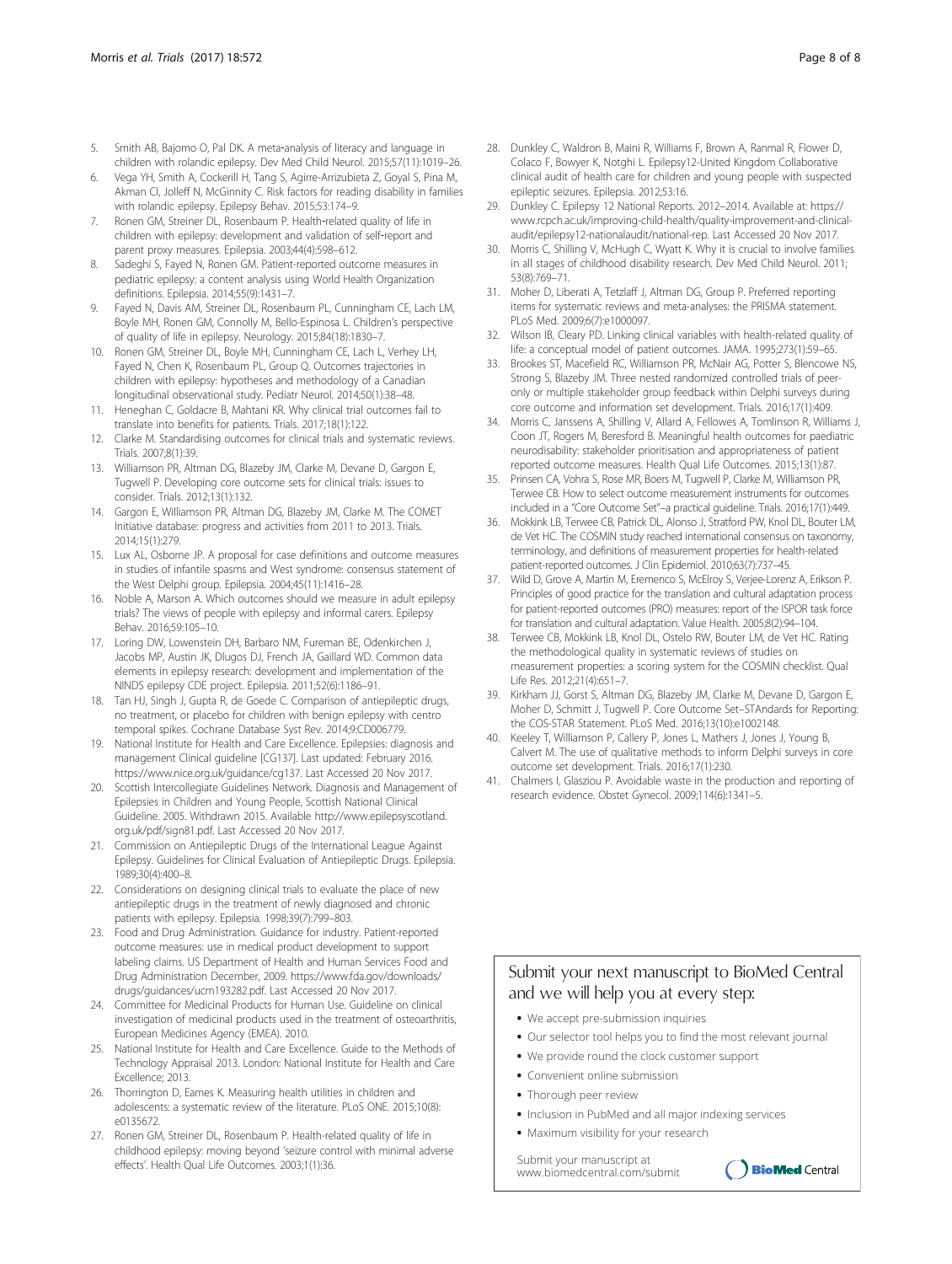5. Smith AB, Bajomo O, Pal DK. A meta-analysis of literacy and language in children with rolandic epilepsy. Dev Med Child Neurol. 2015;57(11):1019–26.
6. Vega YH, Smith A, Cockerill H, Tang S, Agirre-Arrizubieta Z, Goyal S, Pina M, Akman CI, Jolleff N, McGinnity C. Risk factors for reading disability in families with rolandic epilepsy. Epilepsy Behav. 2015;53:174–9.
7. Ronen GM, Streiner DL, Rosenbaum P. Health-related quality of life in children with epilepsy: development and validation of self-report and parent proxy measures. Epilepsia. 2003;44(4):598–612.
8. Sadeghi S, Fayed N, Ronen GM. Patient-reported outcome measures in pediatric epilepsy: a content analysis using World Health Organization definitions. Epilepsia. 2014;55(9):1431–7.
9. Fayed N, Davis AM, Streiner DL, Rosenbaum PL, Cunningham CE, Lach LM, Boyle MH, Ronen GM, Connolly M, Bello-Espinosa L. Children's perspective of quality of life in epilepsy. Neurology. 2015;84(18):1830–7.
10. Ronen GM, Streiner DL, Boyle MH, Cunningham CE, Lach L, Verhey LH, Fayed N, Chen K, Rosenbaum PL, Group Q. Outcomes trajectories in children with epilepsy: hypotheses and methodology of a Canadian longitudinal observational study. Pediatr Neurol. 2014;50(1):38–48.
11. Heneghan C, Goldacre B, Mahtani KR. Why clinical trial outcomes fail to translate into benefits for patients. Trials. 2017;18(1):122.
12. Clarke M. Standardising outcomes for clinical trials and systematic reviews. Trials. 2007;8(1):39.
13. Williamson PR, Altman DG, Blazeby JM, Clarke M, Devane D, Gargon E, Tugwell P. Developing core outcome sets for clinical trials: issues to consider. Trials. 2012;13(1):132.
14. Gargon E, Williamson PR, Altman DG, Blazeby JM, Clarke M. The COMET Initiative database: progress and activities from 2011 to 2013. Trials. 2014;15(1):279.
15. Lux AL, Osborne JP. A proposal for case definitions and outcome measures in studies of infantile spasms and West syndrome: consensus statement of the West Delphi group. Epilepsia. 2004;45(11):1416–28.
16. Noble A, Marson A. Which outcomes should we measure in adult epilepsy trials? The views of people with epilepsy and informal carers. Epilepsy Behav. 2016;59:105–10.
17. Loring DW, Lowenstein DH, Barbaro NM, Fureman BE, Odenkirchen J, Jacobs MP, Austin JK, Dlugos DJ, French JA, Gaillard WD. Common data elements in epilepsy research: development and implementation of the NINDS epilepsy CDE project. Epilepsia. 2011;52(6):1186–91.
18. Tan HJ, Singh J, Gupta R, de Goede C. Comparison of antiepileptic drugs, no treatment, or placebo for children with benign epilepsy with centro temporal spikes. Cochrane Database Syst Rev. 2014;9:CD006779.
19. National Institute for Health and Care Excellence. Epilepsies: diagnosis and management Clinical guideline [CG137]. Last updated: February 2016. https://www.nice.org.uk/guidance/cg137. Last Accessed 20 Nov 2017.
20. Scottish Intercollegiate Guidelines Network. Diagnosis and Management of Epilepsies in Children and Young People, Scottish National Clinical Guideline. 2005. Withdrawn 2015. Available http://www.epilepsyscotland.org.uk/pdf/sign81.pdf. Last Accessed 20 Nov 2017.
21. Commission on Antiepileptic Drugs of the International League Against Epilepsy. Guidelines for Clinical Evaluation of Antiepileptic Drugs. Epilepsia. 1989;30(4):400–8.
22. Considerations on designing clinical trials to evaluate the place of new antiepileptic drugs in the treatment of newly diagnosed and chronic patients with epilepsy. Epilepsia. 1998;39(7):799–803.
23. Food and Drug Administration. Guidance for industry. Patient-reported outcome measures: use in medical product development to support labeling claims. US Department of Health and Human Services Food and Drug Administration December, 2009. https://www.fda.gov/downloads/drugs/guidances/ucm193282.pdf. Last Accessed 20 Nov 2017.
24. Committee for Medicinal Products for Human Use. Guideline on clinical investigation of medicinal products used in the treatment of osteoarthritis, European Medicines Agency (EMEA). 2010.
25. National Institute for Health and Care Excellence. Guide to the Methods of Technology Appraisal 2013. London: National Institute for Health and Care Excellence; 2013.
26. Thorrington D, Eames K. Measuring health utilities in children and adolescents: a systematic review of the literature. PLoS ONE. 2015;10(8):e0135672.
27. Ronen GM, Streiner DL, Rosenbaum P. Health-related quality of life in childhood epilepsy: moving beyond 'seizure control with minimal adverse effects'. Health Qual Life Outcomes. 2003;1(1):36.
28. Dunkley C, Waldron B, Maini R, Williams F, Brown A, Ranmal R, Flower D, Colaco F, Bowyer K, Notghi L. Epilepsy12-United Kingdom Collaborative clinical audit of health care for children and young people with suspected epileptic seizures. Epilepsia. 2012;53:16.
29. Dunkley C. Epilepsy 12 National Reports. 2012–2014. Available at: https://www.rcpch.ac.uk/improving-child-health/quality-improvement-and-clinical-audit/epilepsy12-nationalaudit/national-rep. Last Accessed 20 Nov 2017.
30. Morris C, Shilling V, McHugh C, Wyatt K. Why it is crucial to involve families in all stages of childhood disability research. Dev Med Child Neurol. 2011;53(8):769–71.
31. Moher D, Liberati A, Tetzlaff J, Altman DG, Group P. Preferred reporting items for systematic reviews and meta-analyses: the PRISMA statement. PLoS Med. 2009;6(7):e1000097.
32. Wilson IB, Cleary PD. Linking clinical variables with health-related quality of life: a conceptual model of patient outcomes. JAMA. 1995;273(1):59–65.
33. Brookes ST, Macefield RC, Williamson PR, McNair AG, Potter S, Blencowe NS, Strong S, Blazeby JM. Three nested randomized controlled trials of peer-only or multiple stakeholder group feedback within Delphi surveys during core outcome and information set development. Trials. 2016;17(1):409.
34. Morris C, Janssens A, Shilling V, Allard A, Fellowes A, Tomlinson R, Williams J, Coon JT, Rogers M, Beresford B. Meaningful health outcomes for paediatric neurodisability: stakeholder prioritisation and appropriateness of patient reported outcome measures. Health Qual Life Outcomes. 2015;13(1):87.
35. Prinsen CA, Vohra S, Rose MR, Boers M, Tugwell P, Clarke M, Williamson PR, Terwee CB. How to select outcome measurement instruments for outcomes included in a "Core Outcome Set"–a practical guideline. Trials. 2016;17(1):449.
36. Mokkink LB, Terwee CB, Patrick DL, Alonso J, Stratford PW, Knol DL, Bouter LM, de Vet HC. The COSMIN study reached international consensus on taxonomy, terminology, and definitions of measurement properties for health-related patient-reported outcomes. J Clin Epidemiol. 2010;63(7):737–45.
37. Wild D, Grove A, Martin M, Eremenco S, McElroy S, Verjee-Lorenz A, Erikson P. Principles of good practice for the translation and cultural adaptation process for patient-reported outcomes (PRO) measures: report of the ISPOR task force for translation and cultural adaptation. Value Health. 2005;8(2):94–104.
38. Terwee CB, Mokkink LB, Knol DL, Ostelo RW, Bouter LM, de Vet HC. Rating the methodological quality in systematic reviews of studies on measurement properties: a scoring system for the COSMIN checklist. Qual Life Res. 2012;21(4):651–7.
39. Kirkham JJ, Gorst S, Altman DG, Blazeby JM, Clarke M, Devane D, Gargon E, Moher D, Schmitt J, Tugwell P. Core Outcome Set–STAndards for Reporting: the COS-STAR Statement. PLoS Med. 2016;13(10):e1002148.
40. Keeley T, Williamson P, Callery P, Jones L, Mathers J, Jones J, Young B, Calvert M. The use of qualitative methods to inform Delphi surveys in core outcome set development. Trials. 2016;17(1):230.
41. Chalmers I, Glasziou P. Avoidable waste in the production and reporting of research evidence. Obstet Gynecol. 2009;114(6):1341–5.

## Submit your next manuscript to BioMed Central and we will help you at every step:

- We accept pre-submission inquiries
- Our selector tool helps you to find the most relevant journal
- We provide round the clock customer support
- Convenient online submission
- Thorough peer review
- Inclusion in PubMed and all major indexing services
- Maximum visibility for your research

Submit your manuscript at
www.biomedcentral.com/submit

BioMed Central